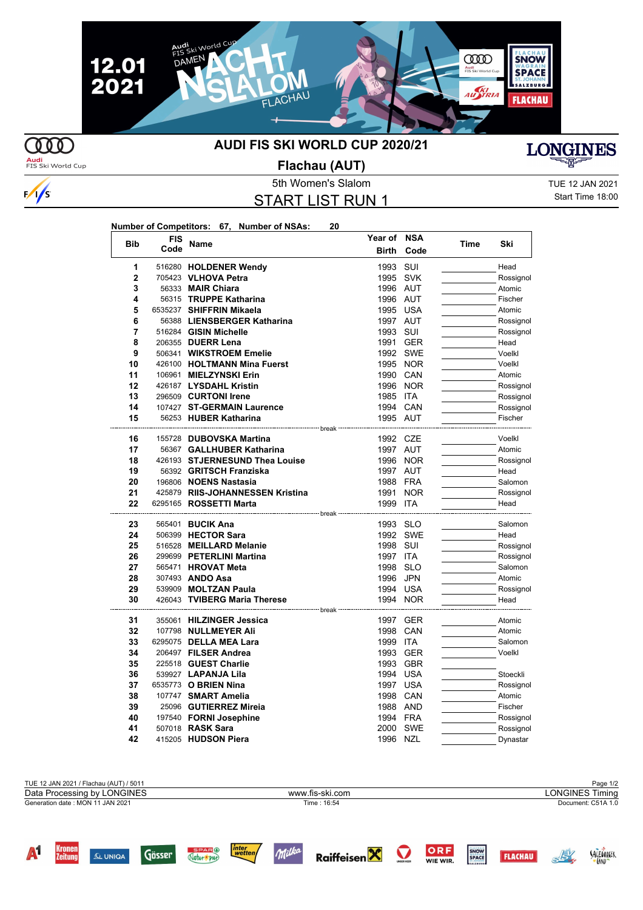# AUDI FIS SKI WORLD CUP 2020/21

## Flachau (AUT)

5th Women's Slalom

TUE 12 JAN 2021

Start Time 18:00

## START LIST RUN 1

**Number of Competitors: 67, Number of NSAs: 20**

| Bib | FIS Code | Name | Year of Birth | NSA Code | Time | Ski |
|---|---|---|---|---|---|---|
| 1 | 516280 | **HOLDENER Wendy** | 1993 | SUI | | Head |
| 2 | 705423 | **VLHOVA Petra** | 1995 | SVK | | Rossignol |
| 3 | 56333 | **MAIR Chiara** | 1996 | AUT | | Atomic |
| 4 | 56315 | **TRUPPE Katharina** | 1996 | AUT | | Fischer |
| 5 | 6535237 | **SHIFFRIN Mikaela** | 1995 | USA | | Atomic |
| 6 | 56388 | **LIENSBERGER Katharina** | 1997 | AUT | | Rossignol |
| 7 | 516284 | **GISIN Michelle** | 1993 | SUI | | Rossignol |
| 8 | 206355 | **DUERR Lena** | 1991 | GER | | Head |
| 9 | 506341 | **WIKSTROEM Emelie** | 1992 | SWE | | Voelkl |
| 10 | 426100 | **HOLTMANN Mina Fuerst** | 1995 | NOR | | Voelkl |
| 11 | 106961 | **MIELZYNSKI Erin** | 1990 | CAN | | Atomic |
| 12 | 426187 | **LYSDAHL Kristin** | 1996 | NOR | | Rossignol |
| 13 | 296509 | **CURTONI Irene** | 1985 | ITA | | Rossignol |
| 14 | 107427 | **ST-GERMAIN Laurence** | 1994 | CAN | | Rossignol |
| 15 | 56253 | **HUBER Katharina** | 1995 | AUT | | Fischer |
| | | break | | | | |
| 16 | 155728 | **DUBOVSKA Martina** | 1992 | CZE | | Voelkl |
| 17 | 56367 | **GALLHUBER Katharina** | 1997 | AUT | | Atomic |
| 18 | 426193 | **STJERNESUND Thea Louise** | 1996 | NOR | | Rossignol |
| 19 | 56392 | **GRITSCH Franziska** | 1997 | AUT | | Head |
| 20 | 196806 | **NOENS Nastasia** | 1988 | FRA | | Salomon |
| 21 | 425879 | **RIIS-JOHANNESSEN Kristina** | 1991 | NOR | | Rossignol |
| 22 | 6295165 | **ROSSETTI Marta** | 1999 | ITA | | Head |
| | | break | | | | |
| 23 | 565401 | **BUCIK Ana** | 1993 | SLO | | Salomon |
| 24 | 506399 | **HECTOR Sara** | 1992 | SWE | | Head |
| 25 | 516528 | **MEILLARD Melanie** | 1998 | SUI | | Rossignol |
| 26 | 299699 | **PETERLINI Martina** | 1997 | ITA | | Rossignol |
| 27 | 565471 | **HROVAT Meta** | 1998 | SLO | | Salomon |
| 28 | 307493 | **ANDO Asa** | 1996 | JPN | | Atomic |
| 29 | 539909 | **MOLTZAN Paula** | 1994 | USA | | Rossignol |
| 30 | 426043 | **TVIBERG Maria Therese** | 1994 | NOR | | Head |
| | | break | | | | |
| 31 | 355061 | **HILZINGER Jessica** | 1997 | GER | | Atomic |
| 32 | 107798 | **NULLMEYER Ali** | 1998 | CAN | | Atomic |
| 33 | 6295075 | **DELLA MEA Lara** | 1999 | ITA | | Salomon |
| 34 | 206497 | **FILSER Andrea** | 1993 | GER | | Voelkl |
| 35 | 225518 | **GUEST Charlie** | 1993 | GBR | | |
| 36 | 539927 | **LAPANJA Lila** | 1994 | USA | | Stoeckli |
| 37 | 6535773 | **O BRIEN Nina** | 1997 | USA | | Rossignol |
| 38 | 107747 | **SMART Amelia** | 1998 | CAN | | Atomic |
| 39 | 25096 | **GUTIERREZ Mireia** | 1988 | AND | | Fischer |
| 40 | 197540 | **FORNI Josephine** | 1994 | FRA | | Rossignol |
| 41 | 507018 | **RASK Sara** | 2000 | SWE | | Rossignol |
| 42 | 415205 | **HUDSON Piera** | 1996 | NZL | | Dynastar |

TUE 12 JAN 2021 / Flachau (AUT) / 5011

Data Processing by LONGINES — www.fis-ski.com — LONGINES Timing

Generation date : MON 11 JAN 2021 — Time : 16:54 — Document: C51A 1.0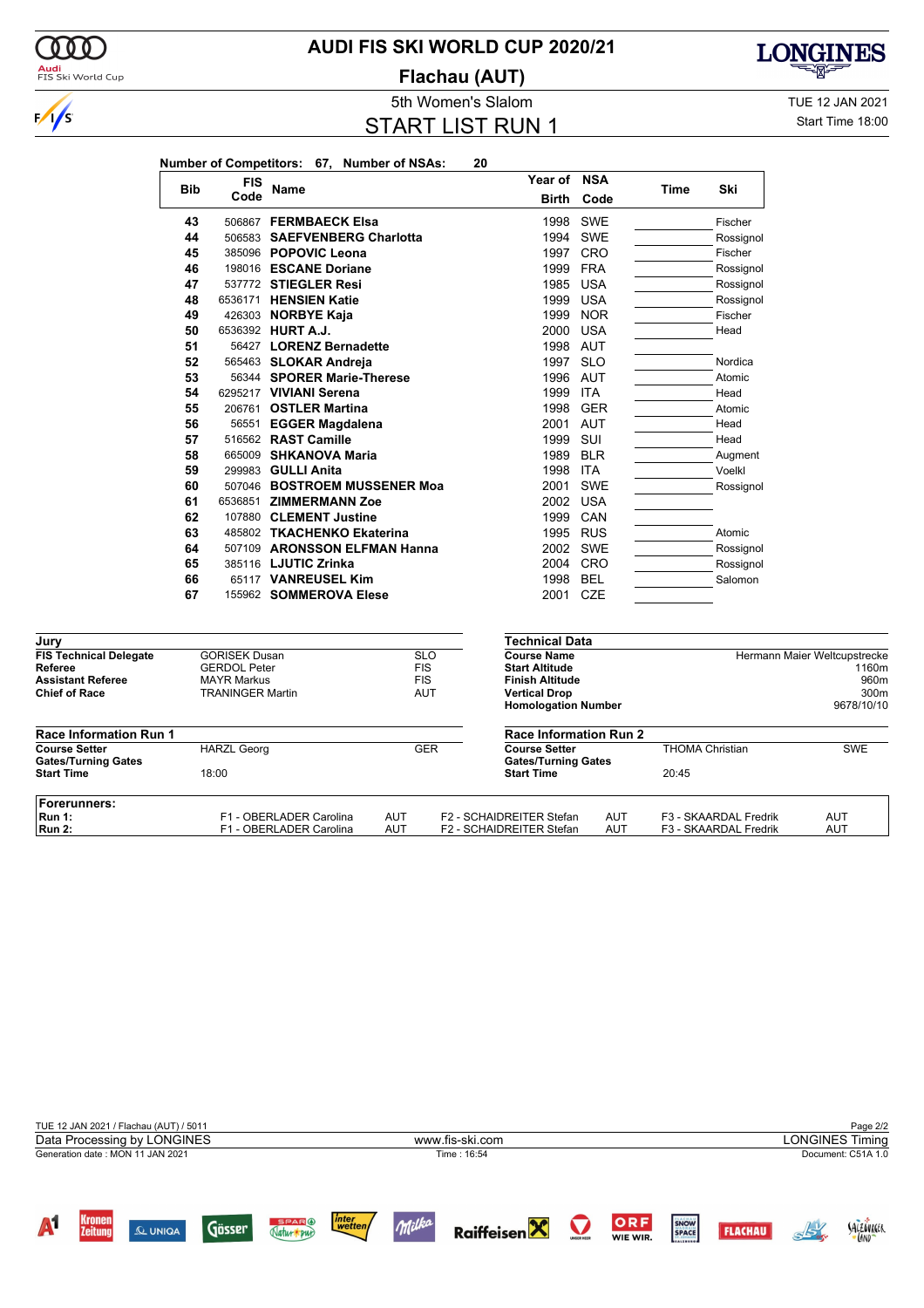# AUDI FIS SKI WORLD CUP 2020/21

## Flachau (AUT)

5th Women's Slalom

TUE 12 JAN 2021

## START LIST RUN 1

Start Time 18:00

**Number of Competitors: 67, Number of NSAs: 20**

| Bib | FIS Code | Name | Year of Birth | NSA Code | Time | Ski |
|---|---|---|---|---|---|---|
| 43 | 506867 | **FERMBAECK Elsa** | 1998 | SWE | | Fischer |
| 44 | 506583 | **SAEFVENBERG Charlotta** | 1994 | SWE | | Rossignol |
| 45 | 385096 | **POPOVIC Leona** | 1997 | CRO | | Fischer |
| 46 | 198016 | **ESCANE Doriane** | 1999 | FRA | | Rossignol |
| 47 | 537772 | **STIEGLER Resi** | 1985 | USA | | Rossignol |
| 48 | 6536171 | **HENSIEN Katie** | 1999 | USA | | Rossignol |
| 49 | 426303 | **NORBYE Kaja** | 1999 | NOR | | Fischer |
| 50 | 6536392 | **HURT A.J.** | 2000 | USA | | Head |
| 51 | 56427 | **LORENZ Bernadette** | 1998 | AUT | | |
| 52 | 565463 | **SLOKAR Andreja** | 1997 | SLO | | Nordica |
| 53 | 56344 | **SPORER Marie-Therese** | 1996 | AUT | | Atomic |
| 54 | 6295217 | **VIVIANI Serena** | 1999 | ITA | | Head |
| 55 | 206761 | **OSTLER Martina** | 1998 | GER | | Atomic |
| 56 | 56551 | **EGGER Magdalena** | 2001 | AUT | | Head |
| 57 | 516562 | **RAST Camille** | 1999 | SUI | | Head |
| 58 | 665009 | **SHKANOVA Maria** | 1989 | BLR | | Augment |
| 59 | 299983 | **GULLI Anita** | 1998 | ITA | | Voelkl |
| 60 | 507046 | **BOSTROEM MUSSENER Moa** | 2001 | SWE | | Rossignol |
| 61 | 6536851 | **ZIMMERMANN Zoe** | 2002 | USA | | |
| 62 | 107880 | **CLEMENT Justine** | 1999 | CAN | | |
| 63 | 485802 | **TKACHENKO Ekaterina** | 1995 | RUS | | Atomic |
| 64 | 507109 | **ARONSSON ELFMAN Hanna** | 2002 | SWE | | Rossignol |
| 65 | 385116 | **LJUTIC Zrinka** | 2004 | CRO | | Rossignol |
| 66 | 65117 | **VANREUSEL Kim** | 1998 | BEL | | Salomon |
| 67 | 155962 | **SOMMEROVA Elese** | 2001 | CZE | | |

### Jury

| | | |
|---|---|---|
| **FIS Technical Delegate** | GORISEK Dusan | SLO |
| **Referee** | GERDOL Peter | FIS |
| **Assistant Referee** | MAYR Markus | FIS |
| **Chief of Race** | TRANINGER Martin | AUT |

### Technical Data

| | |
|---|---|
| **Course Name** | Hermann Maier Weltcupstrecke |
| **Start Altitude** | 1160m |
| **Finish Altitude** | 960m |
| **Vertical Drop** | 300m |
| **Homologation Number** | 9678/10/10 |

### Race Information Run 1

| | | |
|---|---|---|
| **Course Setter** | HARZL Georg | GER |
| **Gates/Turning Gates** | | |
| **Start Time** | 18:00 | |

### Race Information Run 2

| | | |
|---|---|---|
| **Course Setter** | THOMA Christian | SWE |
| **Gates/Turning Gates** | | |
| **Start Time** | 20:45 | |

### Forerunners:

| | | | | | | |
|---|---|---|---|---|---|---|
| **Run 1:** | F1 - OBERLADER Carolina | AUT | F2 - SCHAIDREITER Stefan | AUT | F3 - SKAARDAL Fredrik | AUT |
| **Run 2:** | F1 - OBERLADER Carolina | AUT | F2 - SCHAIDREITER Stefan | AUT | F3 - SKAARDAL Fredrik | AUT |

TUE 12 JAN 2021 / Flachau (AUT) / 5011

Data Processing by LONGINES — www.fis-ski.com — LONGINES Timing

Generation date : MON 11 JAN 2021 — Time : 16:54 — Document: C51A 1.0